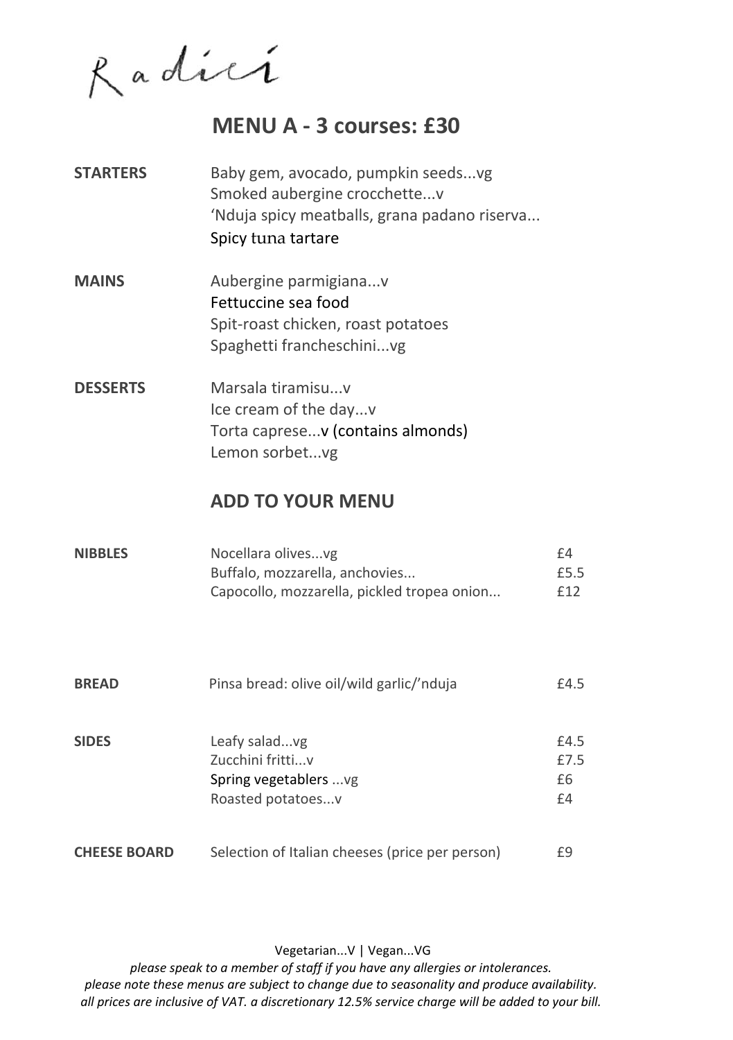# Radici

## MENU A - 3 courses: £30

**STARTERS**

Baby gem, avocado, pumpkin seeds...vg
Smoked aubergine crocchette...v
'Nduja spicy meatballs, grana padano riserva...
Spicy tuna tartare

**MAINS**

Aubergine parmigiana...v
Fettuccine sea food
Spit-roast chicken, roast potatoes
Spaghetti francheschini...vg

**DESSERTS**

Marsala tiramisu...v
Ice cream of the day...v
Torta caprese...v (contains almonds)
Lemon sorbet...vg

## ADD TO YOUR MENU

**NIBBLES**

| Item | Price |
|---|---|
| Nocellara olives...vg | £4 |
| Buffalo, mozzarella, anchovies... | £5.5 |
| Capocollo, mozzarella, pickled tropea onion... | £12 |

**BREAD**

| Item | Price |
|---|---|
| Pinsa bread: olive oil/wild garlic/'nduja | £4.5 |

**SIDES**

| Item | Price |
|---|---|
| Leafy salad...vg | £4.5 |
| Zucchini fritti...v | £7.5 |
| Spring vegetablers ...vg | £6 |
| Roasted potatoes...v | £4 |

**CHEESE BOARD**

| Item | Price |
|---|---|
| Selection of Italian cheeses (price per person) | £9 |

Vegetarian...V | Vegan...VG

*please speak to a member of staff if you have any allergies or intolerances.*
*please note these menus are subject to change due to seasonality and produce availability.*
*all prices are inclusive of VAT. a discretionary 12.5% service charge will be added to your bill.*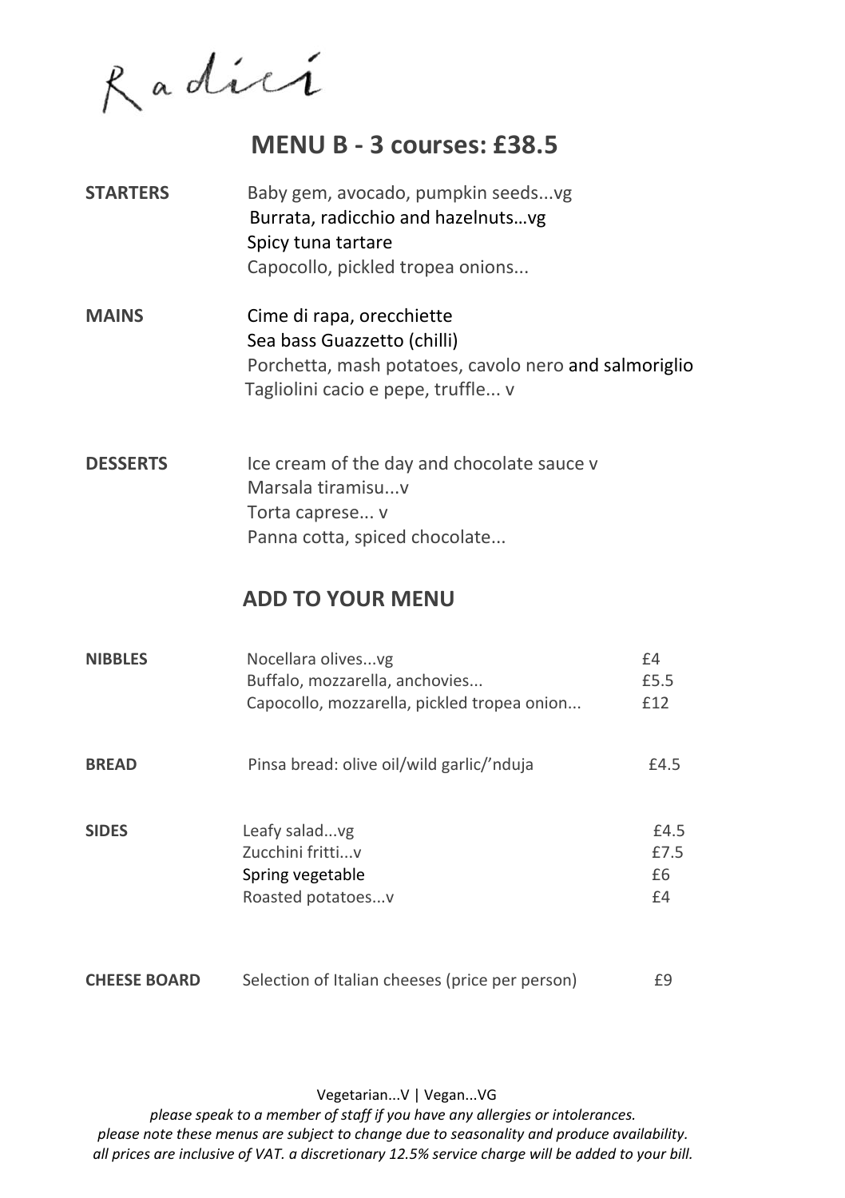Radici

# MENU B - 3 courses: £38.5

**STARTERS**

Baby gem, avocado, pumpkin seeds...vg
Burrata, radicchio and hazelnuts…vg
Spicy tuna tartare
Capocollo, pickled tropea onions...

**MAINS**

Cime di rapa, orecchiette
Sea bass Guazzetto (chilli)
Porchetta, mash potatoes, cavolo nero and salmoriglio
Tagliolini cacio e pepe, truffle... v

**DESSERTS**

Ice cream of the day and chocolate sauce v
Marsala tiramisu...v
Torta caprese... v
Panna cotta, spiced chocolate...

## ADD TO YOUR MENU

| | | |
|---|---|---|
| **NIBBLES** | Nocellara olives...vg | £4 |
| | Buffalo, mozzarella, anchovies... | £5.5 |
| | Capocollo, mozzarella, pickled tropea onion... | £12 |
| **BREAD** | Pinsa bread: olive oil/wild garlic/'nduja | £4.5 |
| **SIDES** | Leafy salad...vg | £4.5 |
| | Zucchini fritti...v | £7.5 |
| | Spring vegetable | £6 |
| | Roasted potatoes...v | £4 |
| **CHEESE BOARD** | Selection of Italian cheeses (price per person) | £9 |

Vegetarian...V | Vegan...VG

*please speak to a member of staff if you have any allergies or intolerances.*
*please note these menus are subject to change due to seasonality and produce availability.*
*all prices are inclusive of VAT. a discretionary 12.5% service charge will be added to your bill.*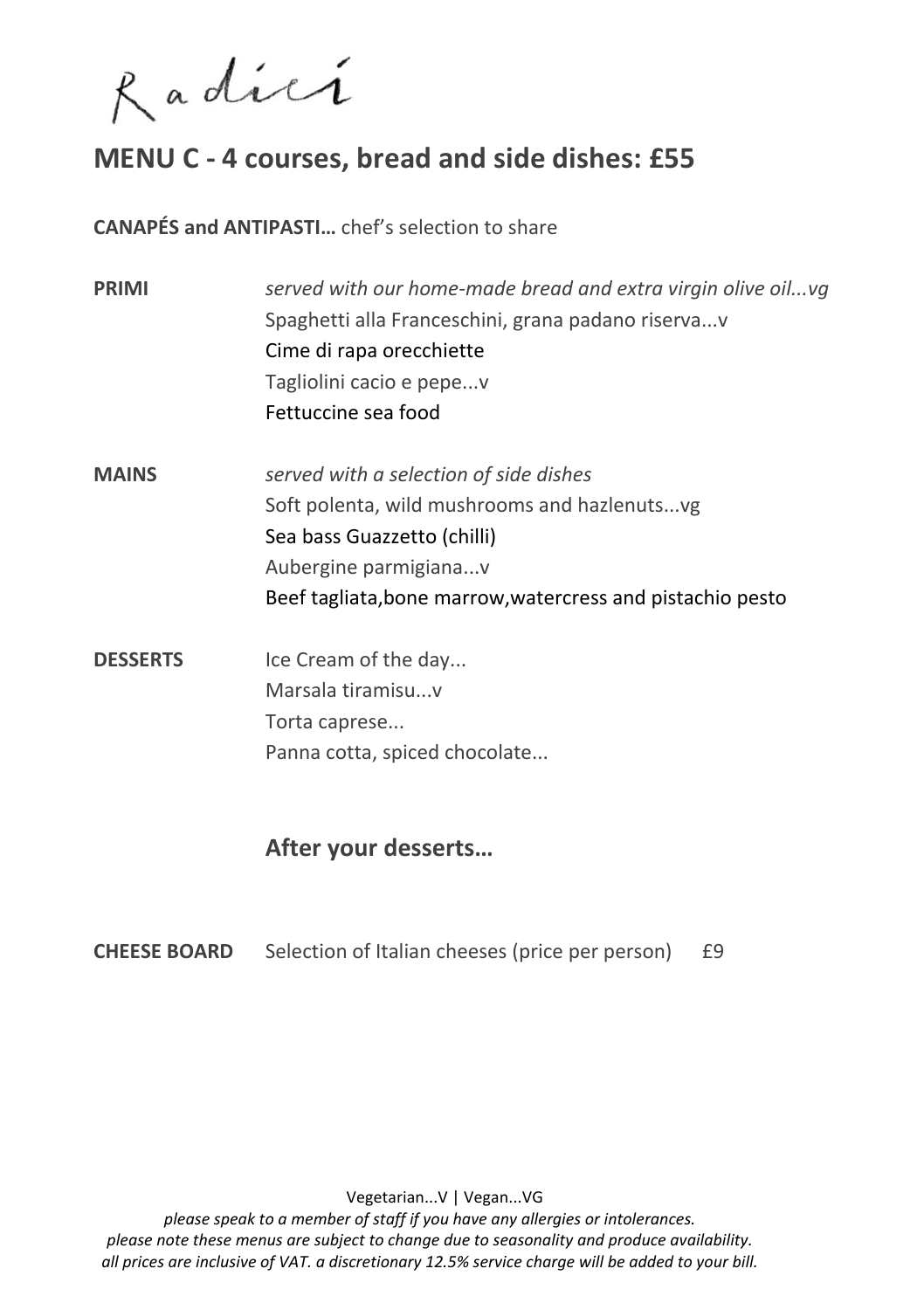# Radici

## MENU C - 4 courses, bread and side dishes: £55

**CANAPÉS and ANTIPASTI…** chef's selection to share

**PRIMI**

*served with our home-made bread and extra virgin olive oil...vg*
Spaghetti alla Franceschini, grana padano riserva...v
Cime di rapa orecchiette
Tagliolini cacio e pepe...v
Fettuccine sea food

**MAINS**

*served with a selection of side dishes*
Soft polenta, wild mushrooms and hazlenuts...vg
Sea bass Guazzetto (chilli)
Aubergine parmigiana...v
Beef tagliata,bone marrow,watercress and pistachio pesto

**DESSERTS**

Ice Cream of the day...
Marsala tiramisu...v
Torta caprese...
Panna cotta, spiced chocolate...

### After your desserts…

**CHEESE BOARD** Selection of Italian cheeses (price per person) £9

Vegetarian...V | Vegan...VG

*please speak to a member of staff if you have any allergies or intolerances.*
*please note these menus are subject to change due to seasonality and produce availability.*
*all prices are inclusive of VAT. a discretionary 12.5% service charge will be added to your bill.*